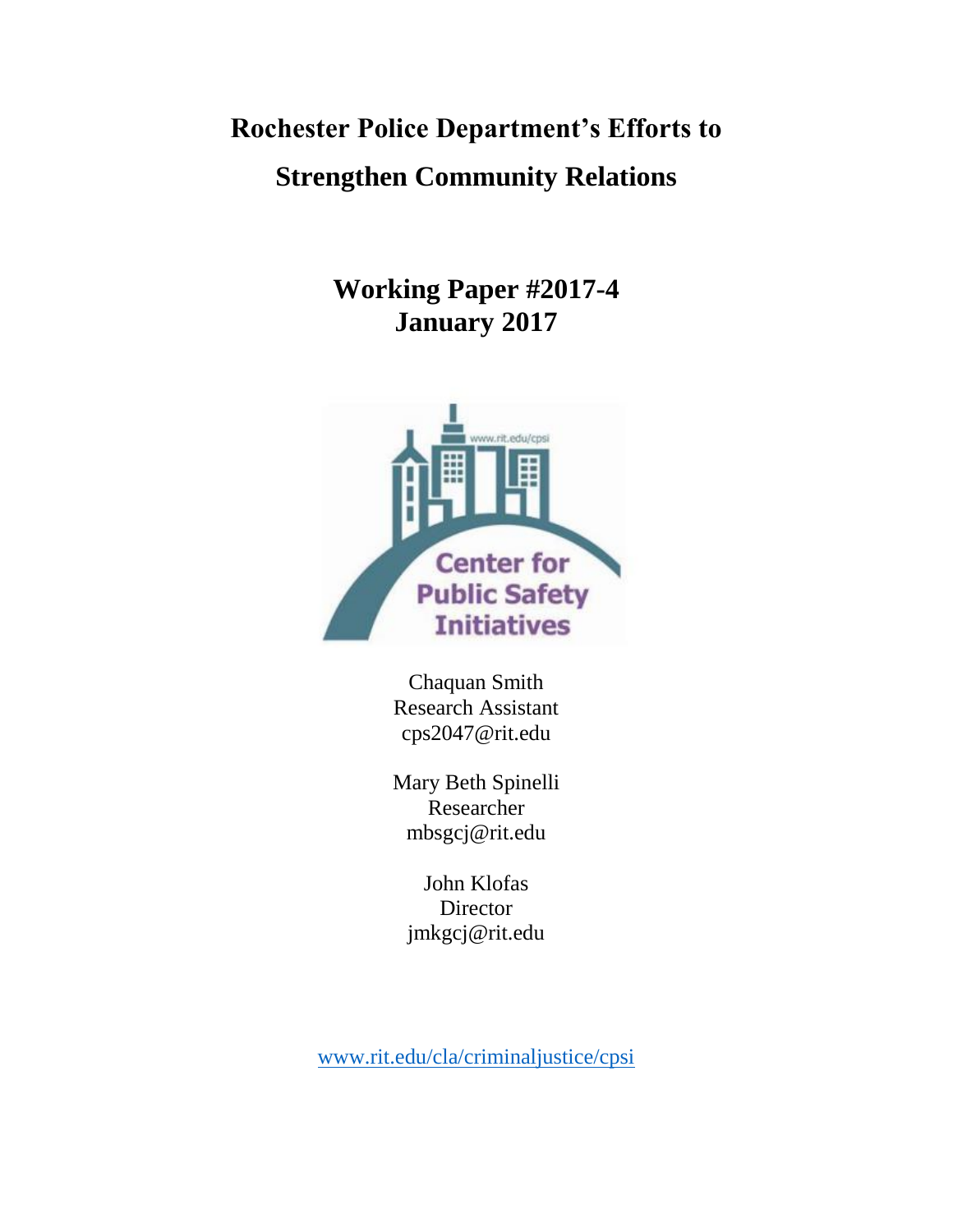# Rochester Police Department's Efforts to Strengthen Community Relations

**Working Paper #2017-4**
**January 2017**

Chaqquan Smith
Research Assistant
cps2047@rit.edu

Mary Beth Spinelli
Researcher
mbsgcj@rit.edu

John Klofas
Director
jmkgcj@rit.edu

www.rit.edu/cla/criminaljustice/cpsi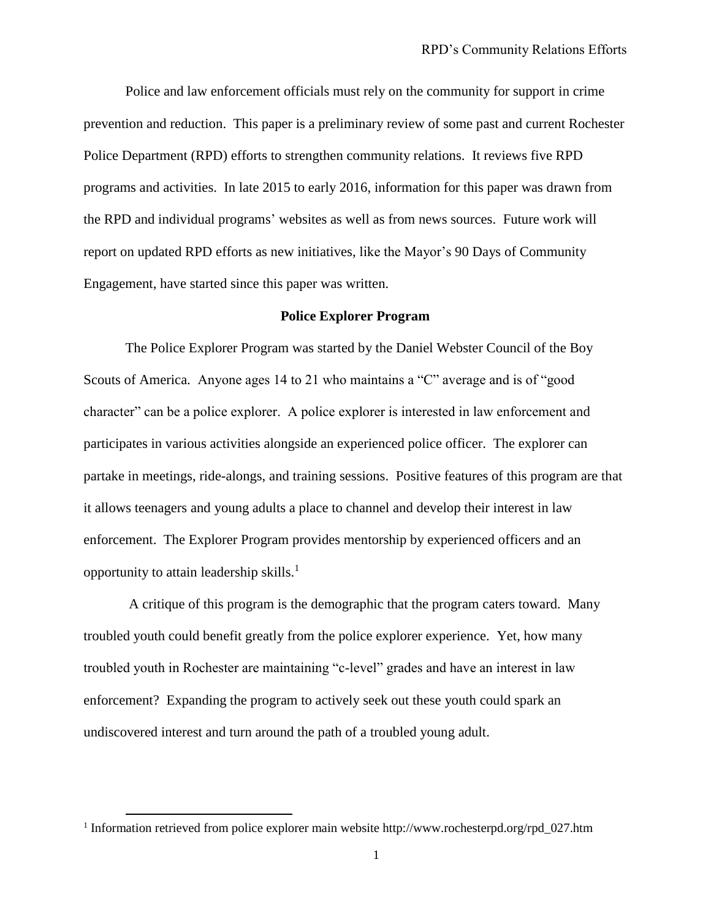Police and law enforcement officials must rely on the community for support in crime prevention and reduction. This paper is a preliminary review of some past and current Rochester Police Department (RPD) efforts to strengthen community relations. It reviews five RPD programs and activities. In late 2015 to early 2016, information for this paper was drawn from the RPD and individual programs' websites as well as from news sources. Future work will report on updated RPD efforts as new initiatives, like the Mayor's 90 Days of Community Engagement, have started since this paper was written.

## Police Explorer Program

The Police Explorer Program was started by the Daniel Webster Council of the Boy Scouts of America. Anyone ages 14 to 21 who maintains a "C" average and is of "good character" can be a police explorer. A police explorer is interested in law enforcement and participates in various activities alongside an experienced police officer. The explorer can partake in meetings, ride-alongs, and training sessions. Positive features of this program are that it allows teenagers and young adults a place to channel and develop their interest in law enforcement. The Explorer Program provides mentorship by experienced officers and an opportunity to attain leadership skills.[1]

A critique of this program is the demographic that the program caters toward. Many troubled youth could benefit greatly from the police explorer experience. Yet, how many troubled youth in Rochester are maintaining "c-level" grades and have an interest in law enforcement? Expanding the program to actively seek out these youth could spark an undiscovered interest and turn around the path of a troubled young adult.

[1] Information retrieved from police explorer main website http://www.rochesterpd.org/rpd_027.htm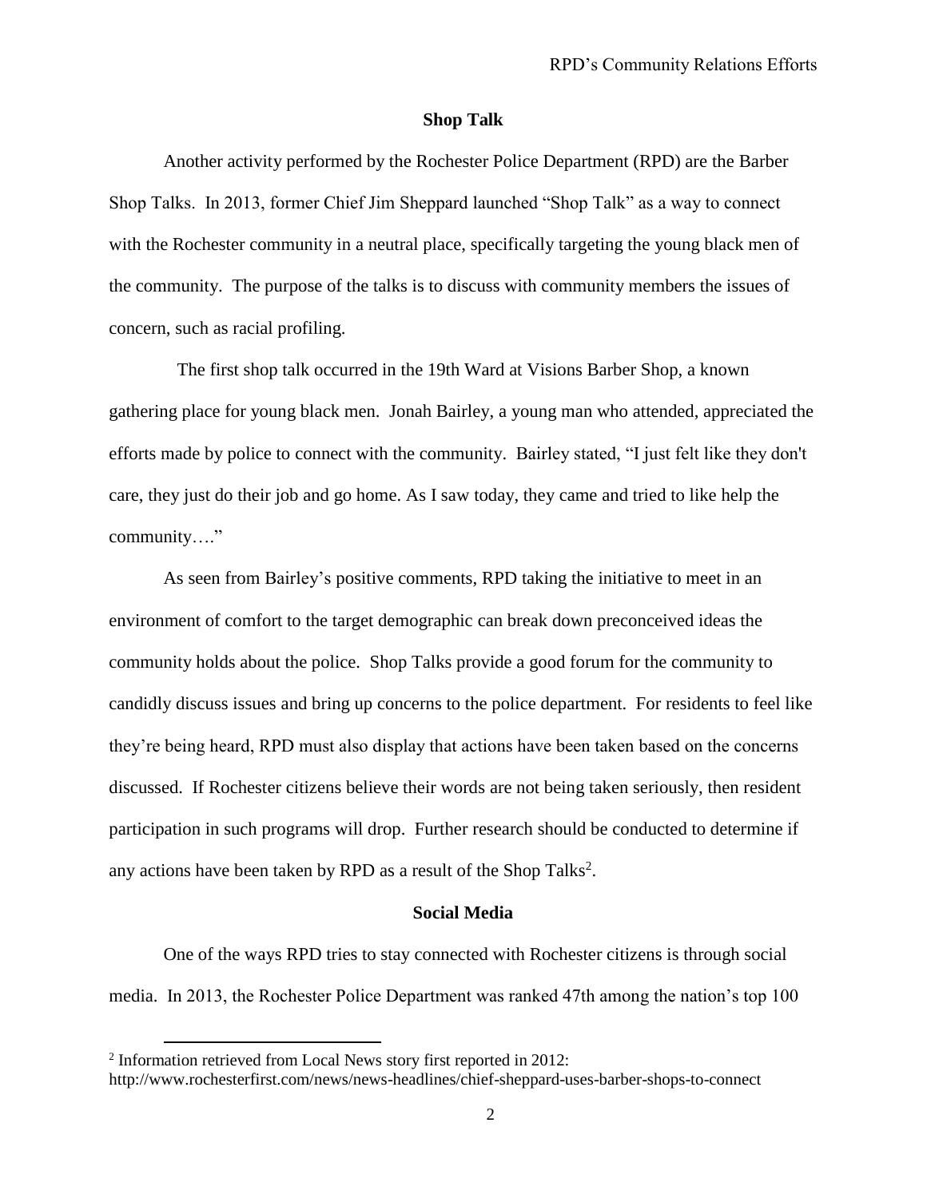## Shop Talk

Another activity performed by the Rochester Police Department (RPD) are the Barber Shop Talks. In 2013, former Chief Jim Sheppard launched "Shop Talk" as a way to connect with the Rochester community in a neutral place, specifically targeting the young black men of the community. The purpose of the talks is to discuss with community members the issues of concern, such as racial profiling.

The first shop talk occurred in the 19th Ward at Visions Barber Shop, a known gathering place for young black men. Jonah Bairley, a young man who attended, appreciated the efforts made by police to connect with the community. Bairley stated, "I just felt like they don't care, they just do their job and go home. As I saw today, they came and tried to like help the community…."

As seen from Bairley's positive comments, RPD taking the initiative to meet in an environment of comfort to the target demographic can break down preconceived ideas the community holds about the police. Shop Talks provide a good forum for the community to candidly discuss issues and bring up concerns to the police department. For residents to feel like they're being heard, RPD must also display that actions have been taken based on the concerns discussed. If Rochester citizens believe their words are not being taken seriously, then resident participation in such programs will drop. Further research should be conducted to determine if any actions have been taken by RPD as a result of the Shop Talks[2].

## Social Media

One of the ways RPD tries to stay connected with Rochester citizens is through social media. In 2013, the Rochester Police Department was ranked 47th among the nation's top 100

---

[2] Information retrieved from Local News story first reported in 2012: http://www.rochesterfirst.com/news/news-headlines/chief-sheppard-uses-barber-shops-to-connect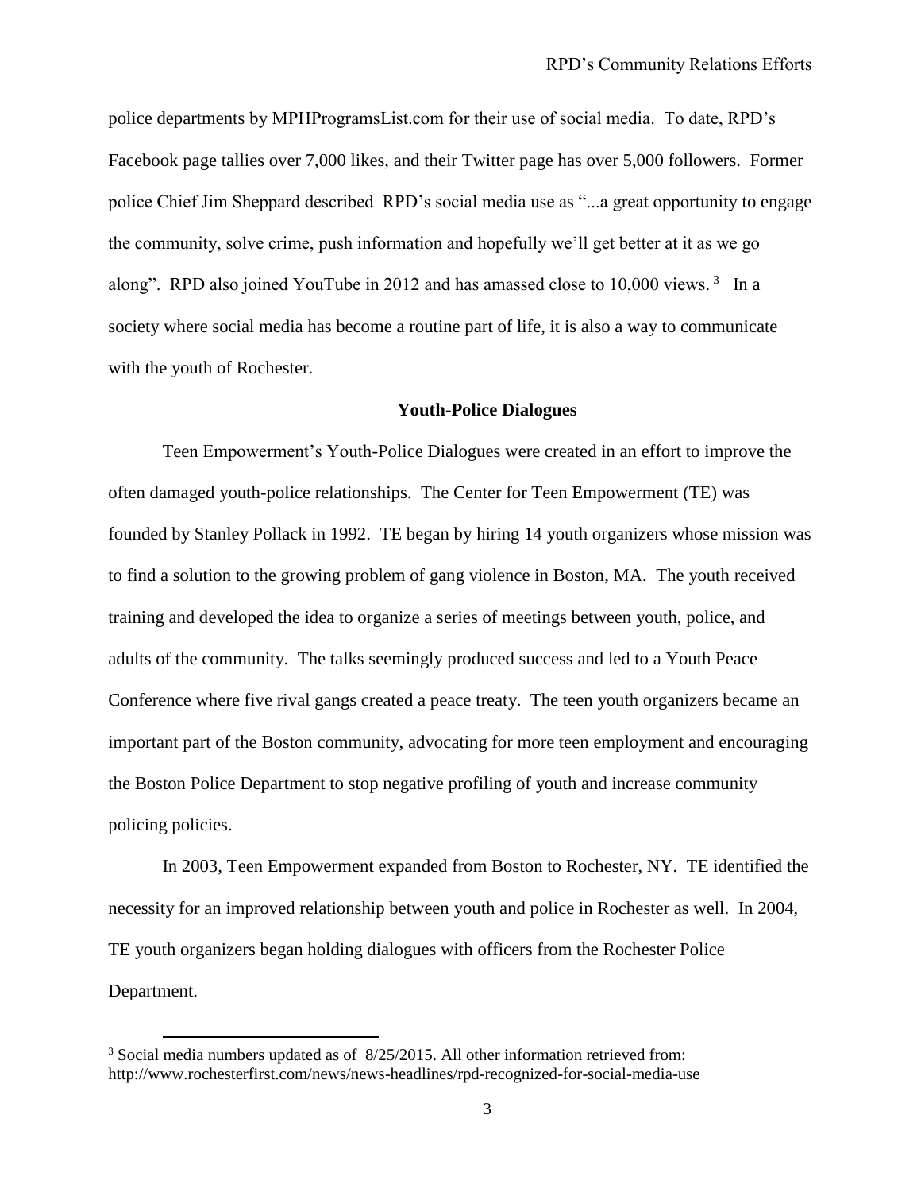police departments by MPHProgramsList.com for their use of social media. To date, RPD's Facebook page tallies over 7,000 likes, and their Twitter page has over 5,000 followers. Former police Chief Jim Sheppard described RPD's social media use as "...a great opportunity to engage the community, solve crime, push information and hopefully we'll get better at it as we go along". RPD also joined YouTube in 2012 and has amassed close to 10,000 views.[3] In a society where social media has become a routine part of life, it is also a way to communicate with the youth of Rochester.

### Youth-Police Dialogues

Teen Empowerment's Youth-Police Dialogues were created in an effort to improve the often damaged youth-police relationships. The Center for Teen Empowerment (TE) was founded by Stanley Pollack in 1992. TE began by hiring 14 youth organizers whose mission was to find a solution to the growing problem of gang violence in Boston, MA. The youth received training and developed the idea to organize a series of meetings between youth, police, and adults of the community. The talks seemingly produced success and led to a Youth Peace Conference where five rival gangs created a peace treaty. The teen youth organizers became an important part of the Boston community, advocating for more teen employment and encouraging the Boston Police Department to stop negative profiling of youth and increase community policing policies.

In 2003, Teen Empowerment expanded from Boston to Rochester, NY. TE identified the necessity for an improved relationship between youth and police in Rochester as well. In 2004, TE youth organizers began holding dialogues with officers from the Rochester Police Department.

---

[3] Social media numbers updated as of 8/25/2015. All other information retrieved from: http://www.rochesterfirst.com/news/news-headlines/rpd-recognized-for-social-media-use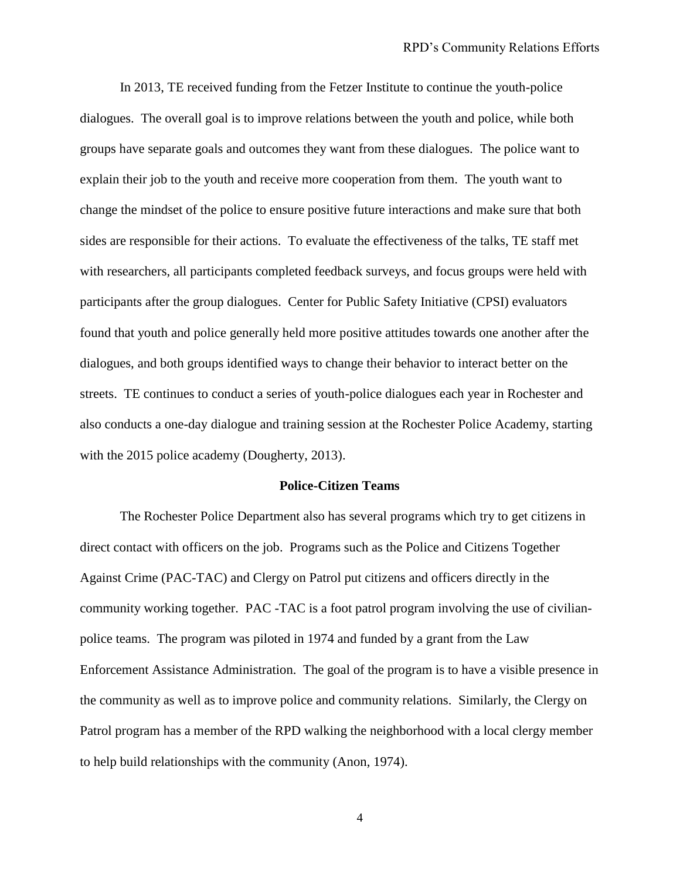In 2013, TE received funding from the Fetzer Institute to continue the youth-police dialogues. The overall goal is to improve relations between the youth and police, while both groups have separate goals and outcomes they want from these dialogues. The police want to explain their job to the youth and receive more cooperation from them. The youth want to change the mindset of the police to ensure positive future interactions and make sure that both sides are responsible for their actions. To evaluate the effectiveness of the talks, TE staff met with researchers, all participants completed feedback surveys, and focus groups were held with participants after the group dialogues. Center for Public Safety Initiative (CPSI) evaluators found that youth and police generally held more positive attitudes towards one another after the dialogues, and both groups identified ways to change their behavior to interact better on the streets. TE continues to conduct a series of youth-police dialogues each year in Rochester and also conducts a one-day dialogue and training session at the Rochester Police Academy, starting with the 2015 police academy (Dougherty, 2013).

## Police-Citizen Teams

The Rochester Police Department also has several programs which try to get citizens in direct contact with officers on the job. Programs such as the Police and Citizens Together Against Crime (PAC-TAC) and Clergy on Patrol put citizens and officers directly in the community working together. PAC -TAC is a foot patrol program involving the use of civilian-police teams. The program was piloted in 1974 and funded by a grant from the Law Enforcement Assistance Administration. The goal of the program is to have a visible presence in the community as well as to improve police and community relations. Similarly, the Clergy on Patrol program has a member of the RPD walking the neighborhood with a local clergy member to help build relationships with the community (Anon, 1974).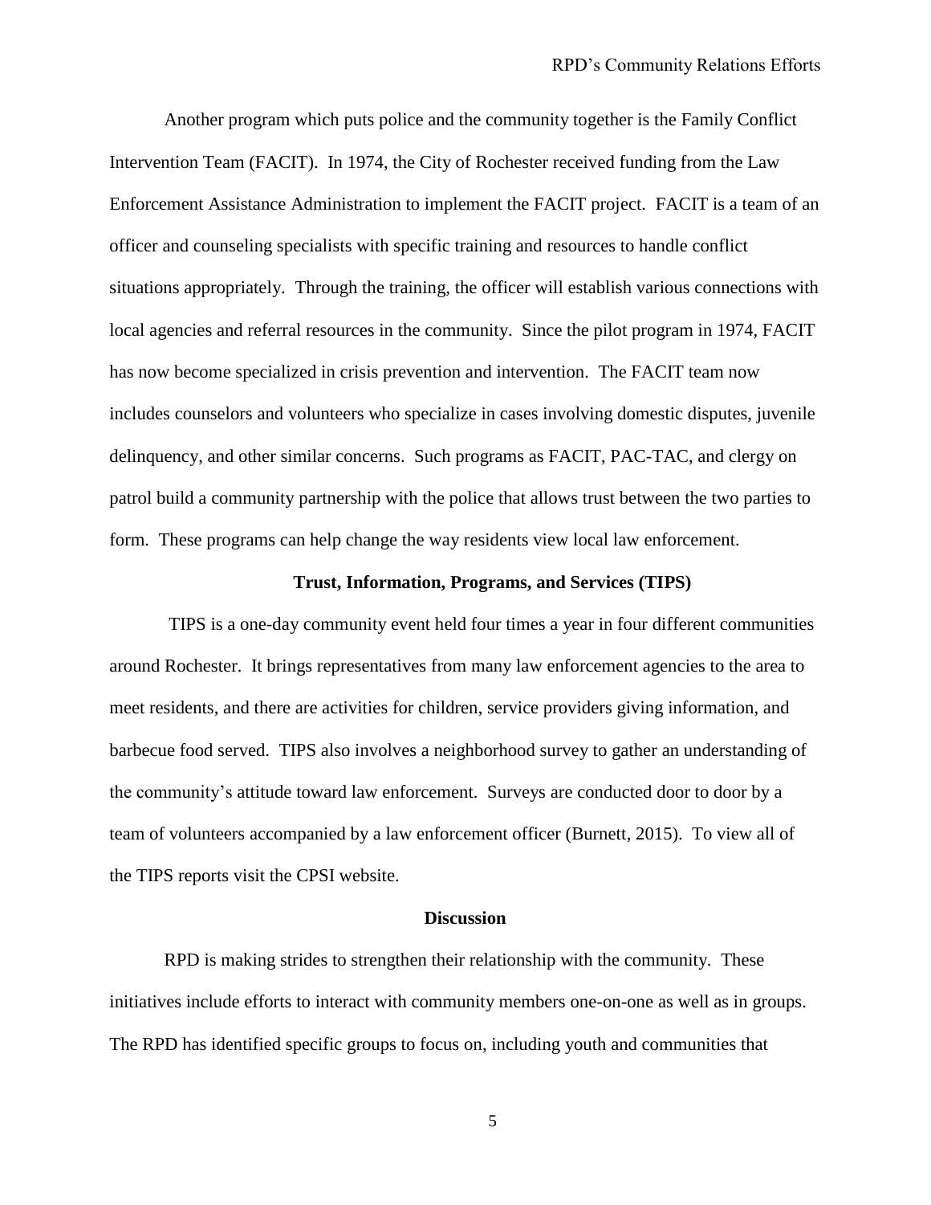Another program which puts police and the community together is the Family Conflict Intervention Team (FACIT). In 1974, the City of Rochester received funding from the Law Enforcement Assistance Administration to implement the FACIT project. FACIT is a team of an officer and counseling specialists with specific training and resources to handle conflict situations appropriately. Through the training, the officer will establish various connections with local agencies and referral resources in the community. Since the pilot program in 1974, FACIT has now become specialized in crisis prevention and intervention. The FACIT team now includes counselors and volunteers who specialize in cases involving domestic disputes, juvenile delinquency, and other similar concerns. Such programs as FACIT, PAC-TAC, and clergy on patrol build a community partnership with the police that allows trust between the two parties to form. These programs can help change the way residents view local law enforcement.

## Trust, Information, Programs, and Services (TIPS)

TIPS is a one-day community event held four times a year in four different communities around Rochester. It brings representatives from many law enforcement agencies to the area to meet residents, and there are activities for children, service providers giving information, and barbecue food served. TIPS also involves a neighborhood survey to gather an understanding of the community's attitude toward law enforcement. Surveys are conducted door to door by a team of volunteers accompanied by a law enforcement officer (Burnett, 2015). To view all of the TIPS reports visit the CPSI website.

## Discussion

RPD is making strides to strengthen their relationship with the community. These initiatives include efforts to interact with community members one-on-one as well as in groups. The RPD has identified specific groups to focus on, including youth and communities that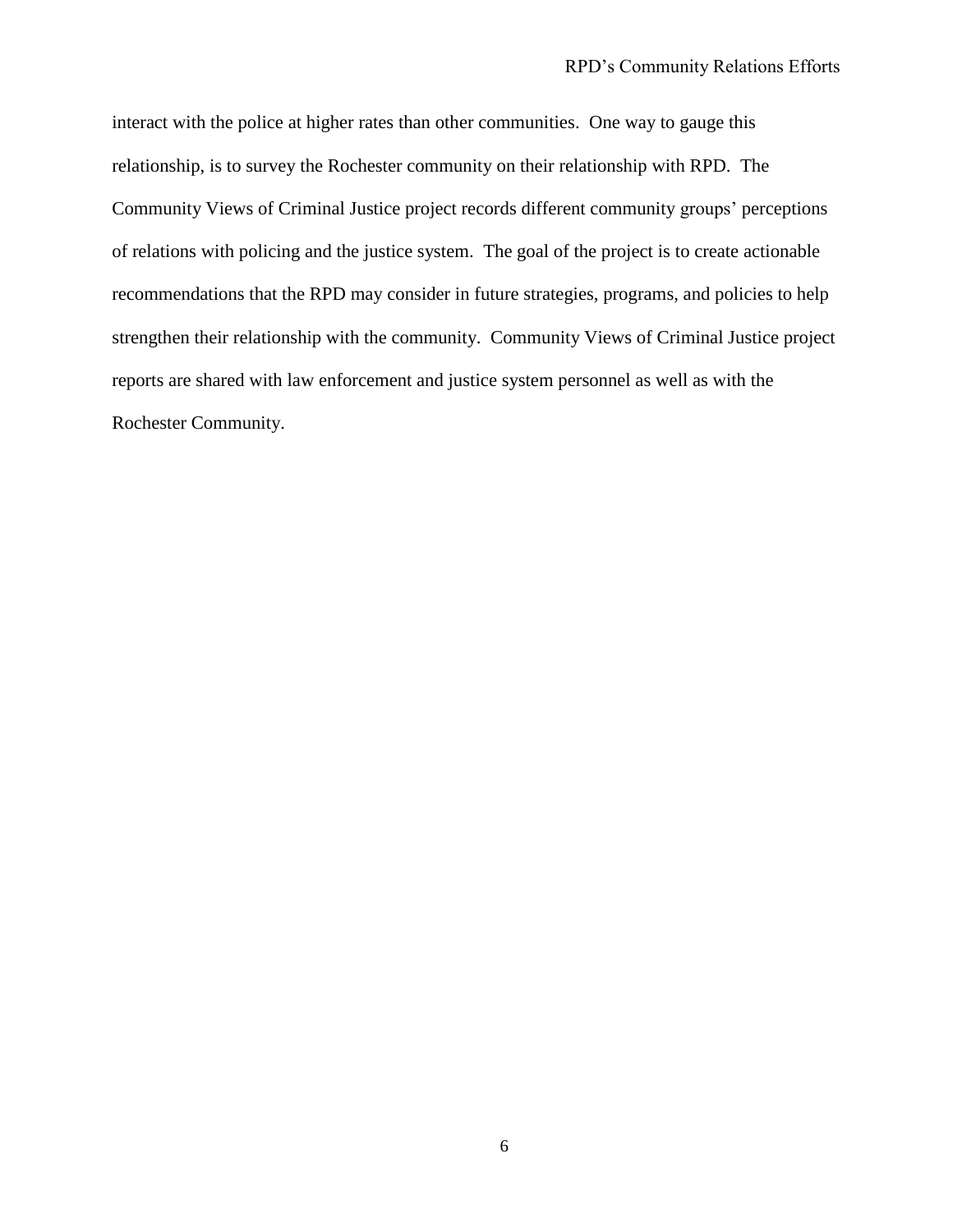interact with the police at higher rates than other communities. One way to gauge this relationship, is to survey the Rochester community on their relationship with RPD. The Community Views of Criminal Justice project records different community groups' perceptions of relations with policing and the justice system. The goal of the project is to create actionable recommendations that the RPD may consider in future strategies, programs, and policies to help strengthen their relationship with the community. Community Views of Criminal Justice project reports are shared with law enforcement and justice system personnel as well as with the Rochester Community.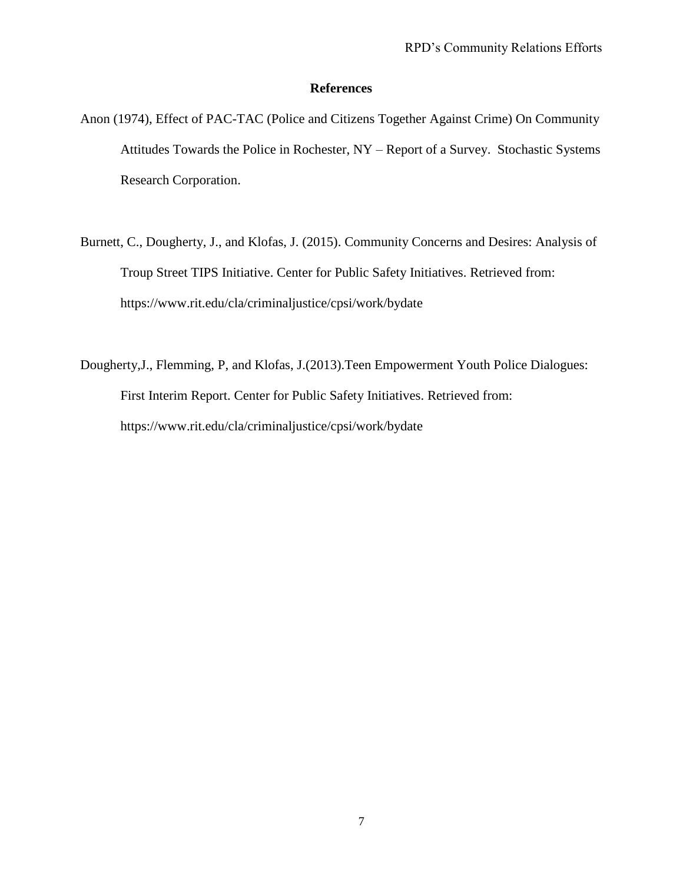## References

Anon (1974), Effect of PAC-TAC (Police and Citizens Together Against Crime) On Community Attitudes Towards the Police in Rochester, NY – Report of a Survey. Stochastic Systems Research Corporation.

Burnett, C., Dougherty, J., and Klofas, J. (2015). Community Concerns and Desires: Analysis of Troup Street TIPS Initiative. Center for Public Safety Initiatives. Retrieved from: https://www.rit.edu/cla/criminaljustice/cpsi/work/bydate

Dougherty,J., Flemming, P, and Klofas, J.(2013).Teen Empowerment Youth Police Dialogues: First Interim Report. Center for Public Safety Initiatives. Retrieved from: https://www.rit.edu/cla/criminaljustice/cpsi/work/bydate